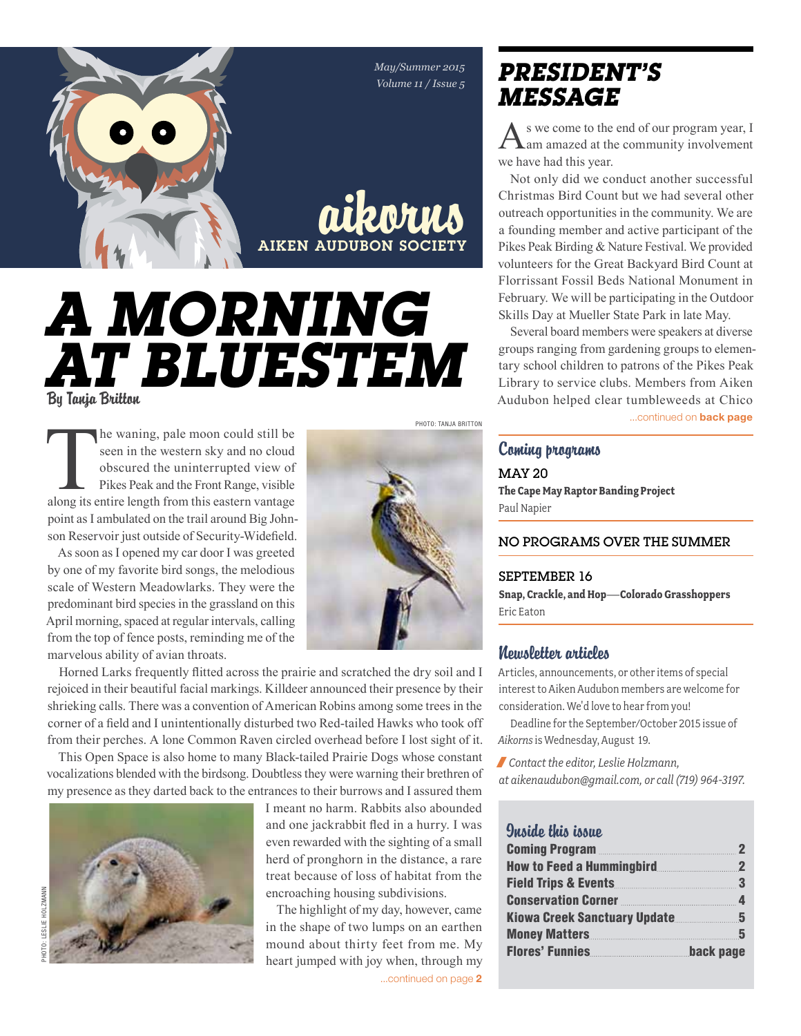May/Summer 2015
Volume 11 / Issue 5

# aikorns
AIKEN AUDUBON SOCIETY

# A MORNING AT BLUESTEM

By Tanja Britton

The waning, pale moon could still be seen in the western sky and no cloud obscured the uninterrupted view of Pikes Peak and the Front Range, visible along its entire length from this eastern vantage point as I ambulated on the trail around Big Johnson Reservoir just outside of Security-Widefield.

As soon as I opened my car door I was greeted by one of my favorite bird songs, the melodious scale of Western Meadowlarks. They were the predominant bird species in the grassland on this April morning, spaced at regular intervals, calling from the top of fence posts, reminding me of the marvelous ability of avian throats.

PHOTO: TANJA BRITTON

Horned Larks frequently flitted across the prairie and scratched the dry soil and I rejoiced in their beautiful facial markings. Killdeer announced their presence by their shrieking calls. There was a convention of American Robins among some trees in the corner of a field and I unintentionally disturbed two Red-tailed Hawks who took off from their perches. A lone Common Raven circled overhead before I lost sight of it.

This Open Space is also home to many Black-tailed Prairie Dogs whose constant vocalizations blended with the birdsong. Doubtless they were warning their brethren of my presence as they darted back to the entrances to their burrows and I assured them I meant no harm. Rabbits also abounded and one jackrabbit fled in a hurry. I was even rewarded with the sighting of a small herd of pronghorn in the distance, a rare treat because of loss of habitat from the encroaching housing subdivisions.

PHOTO: LESLIE HOLZMANN

The highlight of my day, however, came in the shape of two lumps on an earthen mound about thirty feet from me. My heart jumped with joy when, through my

...continued on page **2**

## PRESIDENT'S MESSAGE

As we come to the end of our program year, I am amazed at the community involvement we have had this year.

Not only did we conduct another successful Christmas Bird Count but we had several other outreach opportunities in the community. We are a founding member and active participant of the Pikes Peak Birding & Nature Festival. We provided volunteers for the Great Backyard Bird Count at Florrissant Fossil Beds National Monument in February. We will be participating in the Outdoor Skills Day at Mueller State Park in late May.

Several board members were speakers at diverse groups ranging from gardening groups to elementary school children to patrons of the Pikes Peak Library to service clubs. Members from Aiken Audubon helped clear tumbleweeds at Chico

...continued on **back page**

## Coming programs

**MAY 20**
**The Cape May Raptor Banding Project**
Paul Napier

**NO PROGRAMS OVER THE SUMMER**

**SEPTEMBER 16**
**Snap, Crackle, and Hop—Colorado Grasshoppers**
Eric Eaton

## Newsletter articles

Articles, announcements, or other items of special interest to Aiken Audubon members are welcome for consideration. We'd love to hear from you!

Deadline for the September/October 2015 issue of *Aikorns* is Wednesday, August 19.

*Contact the editor, Leslie Holzmann, at aikenaudubon@gmail.com, or call (719) 964-3197.*

## Inside this issue

| | |
|---|---|
| Coming Program | 2 |
| How to Feed a Hummingbird | 2 |
| Field Trips & Events | 3 |
| Conservation Corner | 4 |
| Kiowa Creek Sanctuary Update | 5 |
| Money Matters | 5 |
| Flores' Funnies | back page |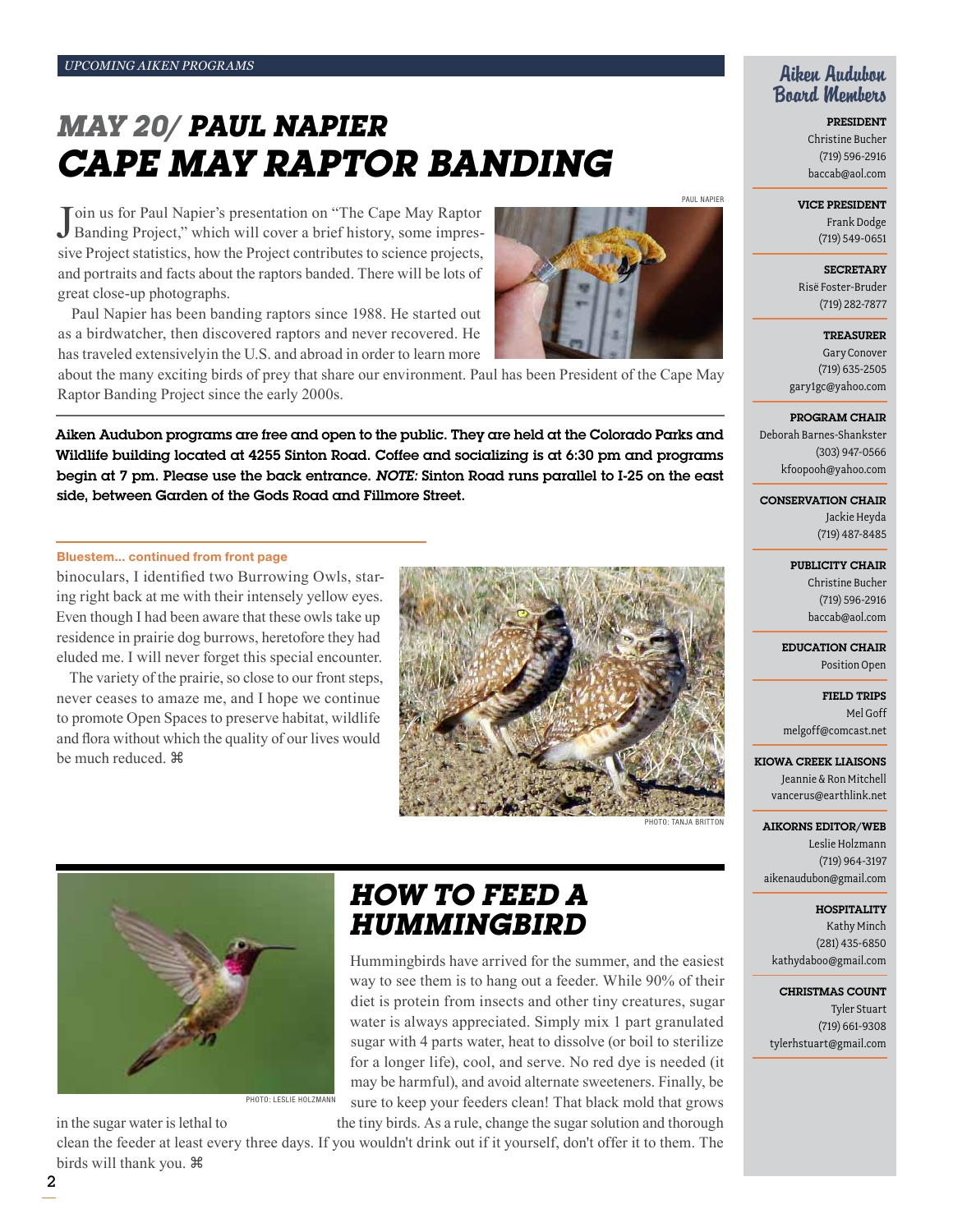UPCOMING AIKEN PROGRAMS

# *MAY 20/* PAUL NAPIER
# CAPE MAY RAPTOR BANDING

Join us for Paul Napier's presentation on "The Cape May Raptor Banding Project," which will cover a brief history, some impressive Project statistics, how the Project contributes to science projects, and portraits and facts about the raptors banded. There will be lots of great close-up photographs.

Paul Napier has been banding raptors since 1988. He started out as a birdwatcher, then discovered raptors and never recovered. He has traveled extensivelyin the U.S. and abroad in order to learn more about the many exciting birds of prey that share our environment. Paul has been President of the Cape May Raptor Banding Project since the early 2000s.

PAUL NAPIER

**Aiken Audubon programs are free and open to the public. They are held at the Colorado Parks and Wildlife building located at 4255 Sinton Road. Coffee and socializing is at 6:30 pm and programs begin at 7 pm. Please use the back entrance. *NOTE:* Sinton Road runs parallel to I-25 on the east side, between Garden of the Gods Road and Fillmore Street.**

**Bluestem... continued from front page**

binoculars, I identified two Burrowing Owls, staring right back at me with their intensely yellow eyes. Even though I had been aware that these owls take up residence in prairie dog burrows, heretofore they had eluded me. I will never forget this special encounter.

The variety of the prairie, so close to our front steps, never ceases to amaze me, and I hope we continue to promote Open Spaces to preserve habitat, wildlife and flora without which the quality of our lives would be much reduced. ⌘

PHOTO: TANJA BRITTON

## HOW TO FEED A HUMMINGBIRD

Hummingbirds have arrived for the summer, and the easiest way to see them is to hang out a feeder. While 90% of their diet is protein from insects and other tiny creatures, sugar water is always appreciated. Simply mix 1 part granulated sugar with 4 parts water, heat to dissolve (or boil to sterilize for a longer life), cool, and serve. No red dye is needed (it may be harmful), and avoid alternate sweeteners. Finally, be sure to keep your feeders clean! That black mold that grows in the sugar water is lethal to the tiny birds. As a rule, change the sugar solution and thorough clean the feeder at least every three days. If you wouldn't drink out if it yourself, don't offer it to them. The birds will thank you. ⌘

PHOTO: LESLIE HOLZMANN

## Aiken Audubon Board Members

**PRESIDENT**
Christine Bucher
(719) 596-2916
baccab@aol.com

**VICE PRESIDENT**
Frank Dodge
(719) 549-0651

**SECRETARY**
Risë Foster-Bruder
(719) 282-7877

**TREASURER**
Gary Conover
(719) 635-2505
gary1gc@yahoo.com

**PROGRAM CHAIR**
Deborah Barnes-Shankster
(303) 947-0566
kfoopooh@yahoo.com

**CONSERVATION CHAIR**
Jackie Heyda
(719) 487-8485

**PUBLICITY CHAIR**
Christine Bucher
(719) 596-2916
baccab@aol.com

**EDUCATION CHAIR**
Position Open

**FIELD TRIPS**
Mel Goff
melgoff@comcast.net

**KIOWA CREEK LIAISONS**
Jeannie & Ron Mitchell
vancerus@earthlink.net

**AIKORNS EDITOR/WEB**
Leslie Holzmann
(719) 964-3197
aikenaudubon@gmail.com

**HOSPITALITY**
Kathy Minch
(281) 435-6850
kathydaboo@gmail.com

**CHRISTMAS COUNT**
Tyler Stuart
(719) 661-9308
tylerhstuart@gmail.com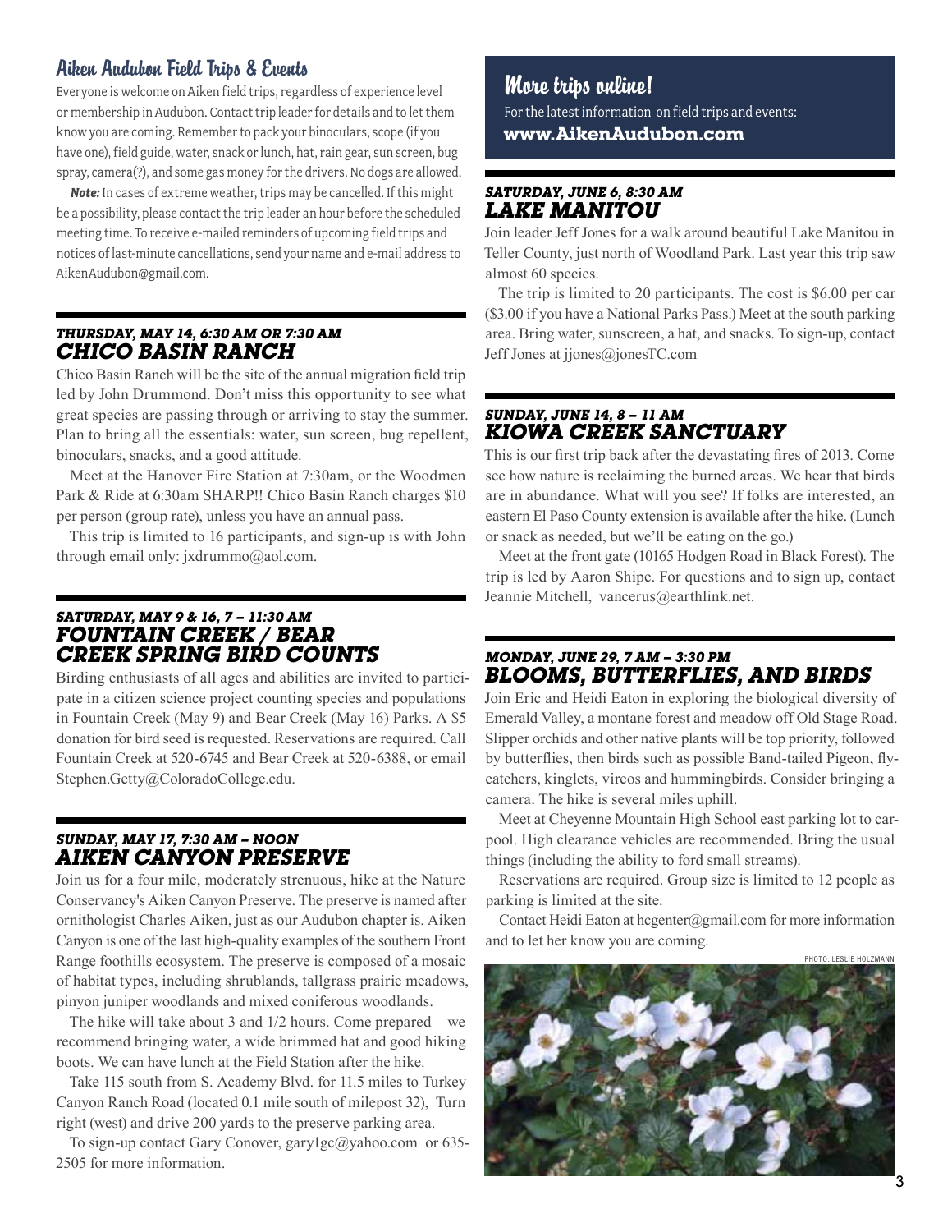## Aiken Audubon Field Trips & Events

Everyone is welcome on Aiken field trips, regardless of experience level or membership in Audubon. Contact trip leader for details and to let them know you are coming. Remember to pack your binoculars, scope (if you have one), field guide, water, snack or lunch, hat, rain gear, sun screen, bug spray, camera(?), and some gas money for the drivers. No dogs are allowed.

***Note:*** In cases of extreme weather, trips may be cancelled. If this might be a possibility, please contact the trip leader an hour before the scheduled meeting time. To receive e-mailed reminders of upcoming field trips and notices of last-minute cancellations, send your name and e-mail address to AikenAudubon@gmail.com.

### *THURSDAY, MAY 14, 6:30 AM OR 7:30 AM*
### *CHICO BASIN RANCH*

Chico Basin Ranch will be the site of the annual migration field trip led by John Drummond. Don't miss this opportunity to see what great species are passing through or arriving to stay the summer. Plan to bring all the essentials: water, sun screen, bug repellent, binoculars, snacks, and a good attitude.

Meet at the Hanover Fire Station at 7:30am, or the Woodmen Park & Ride at 6:30am SHARP!! Chico Basin Ranch charges $10 per person (group rate), unless you have an annual pass.

This trip is limited to 16 participants, and sign-up is with John through email only: jxdrummo@aol.com.

### *SATURDAY, MAY 9 & 16, 7 – 11:30 AM*
### *FOUNTAIN CREEK / BEAR CREEK SPRING BIRD COUNTS*

Birding enthusiasts of all ages and abilities are invited to participate in a citizen science project counting species and populations in Fountain Creek (May 9) and Bear Creek (May 16) Parks. A $5 donation for bird seed is requested. Reservations are required. Call Fountain Creek at 520-6745 and Bear Creek at 520-6388, or email Stephen.Getty@ColoradoCollege.edu.

### *SUNDAY, MAY 17, 7:30 AM – NOON*
### *AIKEN CANYON PRESERVE*

Join us for a four mile, moderately strenuous, hike at the Nature Conservancy's Aiken Canyon Preserve. The preserve is named after ornithologist Charles Aiken, just as our Audubon chapter is. Aiken Canyon is one of the last high-quality examples of the southern Front Range foothills ecosystem. The preserve is composed of a mosaic of habitat types, including shrublands, tallgrass prairie meadows, pinyon juniper woodlands and mixed coniferous woodlands.

The hike will take about 3 and 1/2 hours. Come prepared—we recommend bringing water, a wide brimmed hat and good hiking boots. We can have lunch at the Field Station after the hike.

Take 115 south from S. Academy Blvd. for 11.5 miles to Turkey Canyon Ranch Road (located 0.1 mile south of milepost 32), Turn right (west) and drive 200 yards to the preserve parking area.

To sign-up contact Gary Conover, gary1gc@yahoo.com or 635-2505 for more information.

## More trips online!

For the latest information on field trips and events:
**www.AikenAudubon.com**

### *SATURDAY, JUNE 6, 8:30 AM*
### *LAKE MANITOU*

Join leader Jeff Jones for a walk around beautiful Lake Manitou in Teller County, just north of Woodland Park. Last year this trip saw almost 60 species.

The trip is limited to 20 participants. The cost is $6.00 per car ($3.00 if you have a National Parks Pass.) Meet at the south parking area. Bring water, sunscreen, a hat, and snacks. To sign-up, contact Jeff Jones at jjones@jonesTC.com

### *SUNDAY, JUNE 14, 8 – 11 AM*
### *KIOWA CREEK SANCTUARY*

This is our first trip back after the devastating fires of 2013. Come see how nature is reclaiming the burned areas. We hear that birds are in abundance. What will you see? If folks are interested, an eastern El Paso County extension is available after the hike. (Lunch or snack as needed, but we'll be eating on the go.)

Meet at the front gate (10165 Hodgen Road in Black Forest). The trip is led by Aaron Shipe. For questions and to sign up, contact Jeannie Mitchell, vancerus@earthlink.net.

### *MONDAY, JUNE 29, 7 AM – 3:30 PM*
### *BLOOMS, BUTTERFLIES, AND BIRDS*

Join Eric and Heidi Eaton in exploring the biological diversity of Emerald Valley, a montane forest and meadow off Old Stage Road. Slipper orchids and other native plants will be top priority, followed by butterflies, then birds such as possible Band-tailed Pigeon, flycatchers, kinglets, vireos and hummingbirds. Consider bringing a camera. The hike is several miles uphill.

Meet at Cheyenne Mountain High School east parking lot to carpool. High clearance vehicles are recommended. Bring the usual things (including the ability to ford small streams).

Reservations are required. Group size is limited to 12 people as parking is limited at the site.

Contact Heidi Eaton at hcgenter@gmail.com for more information and to let her know you are coming.

PHOTO: LESLIE HOLZMANN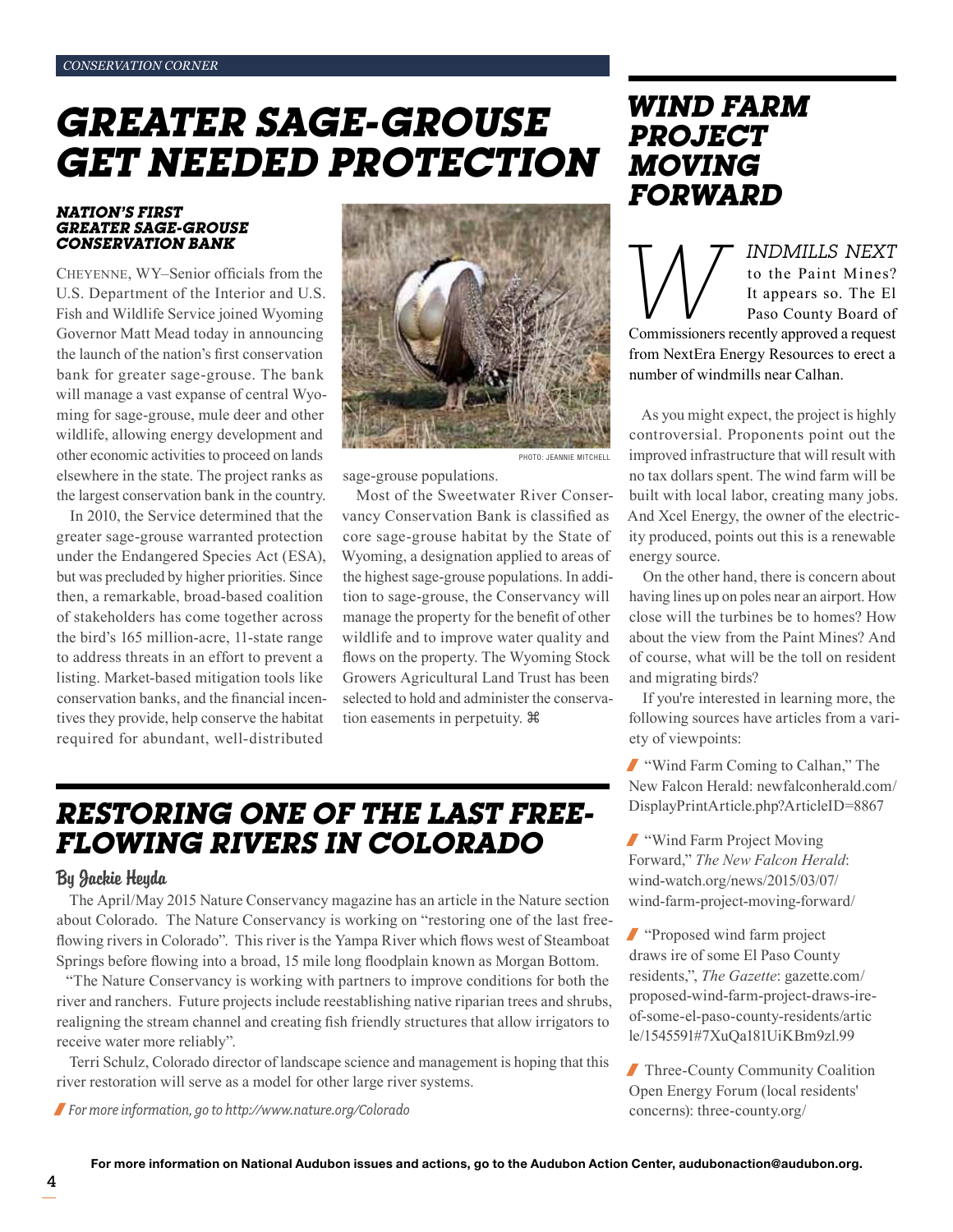CONSERVATION CORNER

# GREATER SAGE-GROUSE GET NEEDED PROTECTION

### NATION'S FIRST GREATER SAGE-GROUSE CONSERVATION BANK

CHEYENNE, WY–Senior officials from the U.S. Department of the Interior and U.S. Fish and Wildlife Service joined Wyoming Governor Matt Mead today in announcing the launch of the nation's first conservation bank for greater sage-grouse. The bank will manage a vast expanse of central Wyoming for sage-grouse, mule deer and other wildlife, allowing energy development and other economic activities to proceed on lands elsewhere in the state. The project ranks as the largest conservation bank in the country.

In 2010, the Service determined that the greater sage-grouse warranted protection under the Endangered Species Act (ESA), but was precluded by higher priorities. Since then, a remarkable, broad-based coalition of stakeholders has come together across the bird's 165 million-acre, 11-state range to address threats in an effort to prevent a listing. Market-based mitigation tools like conservation banks, and the financial incentives they provide, help conserve the habitat required for abundant, well-distributed sage-grouse populations.

PHOTO: JEANNIE MITCHELL

Most of the Sweetwater River Conservancy Conservation Bank is classified as core sage-grouse habitat by the State of Wyoming, a designation applied to areas of the highest sage-grouse populations. In addition to sage-grouse, the Conservancy will manage the property for the benefit of other wildlife and to improve water quality and flows on the property. The Wyoming Stock Growers Agricultural Land Trust has been selected to hold and administer the conservation easements in perpetuity. ⌘

# RESTORING ONE OF THE LAST FREE-FLOWING RIVERS IN COLORADO

**By Jackie Heyda**

The April/May 2015 Nature Conservancy magazine has an article in the Nature section about Colorado. The Nature Conservancy is working on "restoring one of the last free-flowing rivers in Colorado". This river is the Yampa River which flows west of Steamboat Springs before flowing into a broad, 15 mile long floodplain known as Morgan Bottom.

"The Nature Conservancy is working with partners to improve conditions for both the river and ranchers. Future projects include reestablishing native riparian trees and shrubs, realigning the stream channel and creating fish friendly structures that allow irrigators to receive water more reliably".

Terri Schulz, Colorado director of landscape science and management is hoping that this river restoration will serve as a model for other large river systems.

*For more information, go to http://www.nature.org/Colorado*

# WIND FARM PROJECT MOVING FORWARD

*WINDMILLS NEXT* to the Paint Mines? It appears so. The El Paso County Board of Commissioners recently approved a request from NextEra Energy Resources to erect a number of windmills near Calhan.

As you might expect, the project is highly controversial. Proponents point out the improved infrastructure that will result with no tax dollars spent. The wind farm will be built with local labor, creating many jobs. And Xcel Energy, the owner of the electricity produced, points out this is a renewable energy source.

On the other hand, there is concern about having lines up on poles near an airport. How close will the turbines be to homes? How about the view from the Paint Mines? And of course, what will be the toll on resident and migrating birds?

If you're interested in learning more, the following sources have articles from a variety of viewpoints:

- "Wind Farm Coming to Calhan," The New Falcon Herald: newfalconherald.com/DisplayPrintArticle.php?ArticleID=8867
- "Wind Farm Project Moving Forward," *The New Falcon Herald*: wind-watch.org/news/2015/03/07/wind-farm-project-moving-forward/
- "Proposed wind farm project draws ire of some El Paso County residents,", *The Gazette*: gazette.com/proposed-wind-farm-project-draws-ire-of-some-el-paso-county-residents/article/1545591#7XuQa181UiKBm9zl.99
- Three-County Community Coalition Open Energy Forum (local residents' concerns): three-county.org/

**For more information on National Audubon issues and actions, go to the Audubon Action Center, audubonaction@audubon.org.**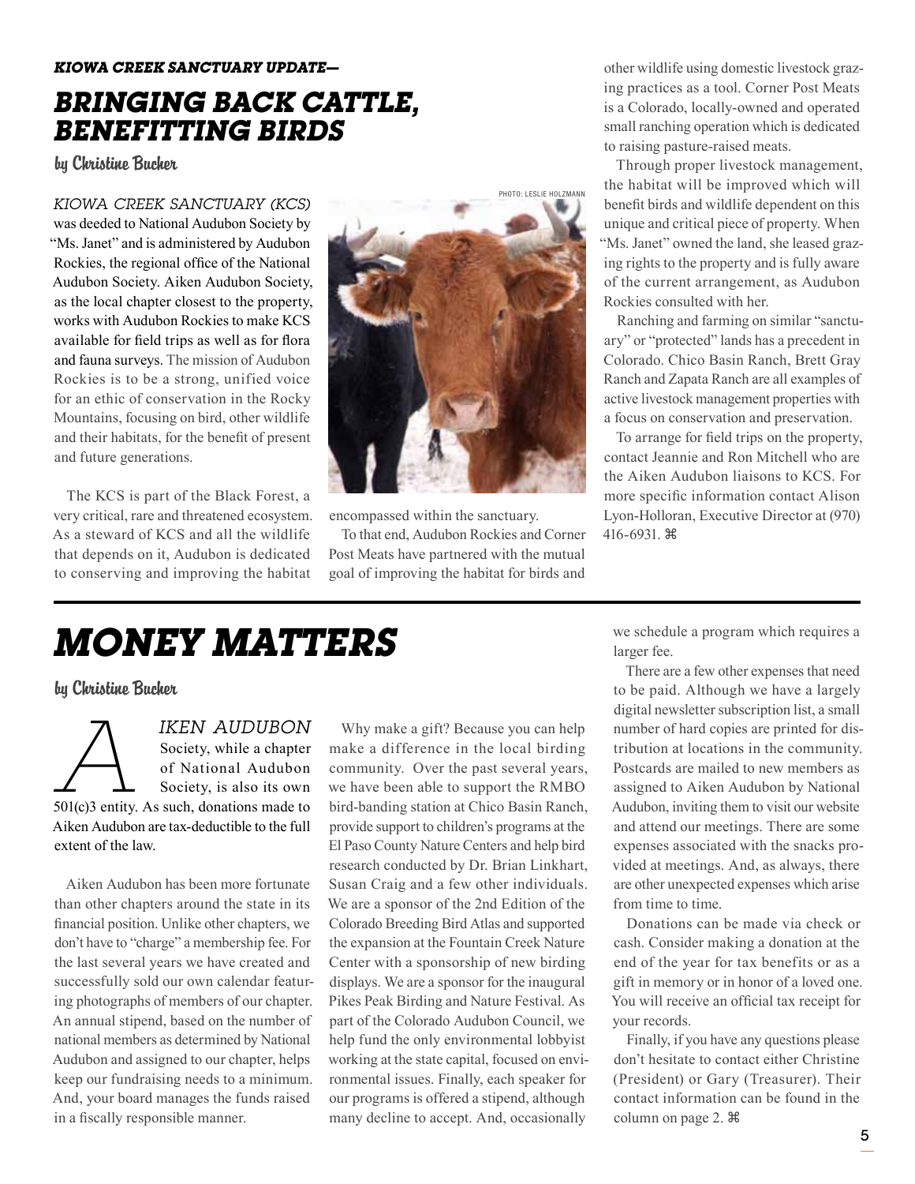*KIOWA CREEK SANCTUARY UPDATE—*

# *BRINGING BACK CATTLE, BENEFITTING BIRDS*

by Christine Bucher

*KIOWA CREEK SANCTUARY (KCS)* was deeded to National Audubon Society by "Ms. Janet" and is administered by Audubon Rockies, the regional office of the National Audubon Society. Aiken Audubon Society, as the local chapter closest to the property, works with Audubon Rockies to make KCS available for field trips as well as for flora and fauna surveys. The mission of Audubon Rockies is to be a strong, unified voice for an ethic of conservation in the Rocky Mountains, focusing on bird, other wildlife and their habitats, for the benefit of present and future generations.

The KCS is part of the Black Forest, a very critical, rare and threatened ecosystem. As a steward of KCS and all the wildlife that depends on it, Audubon is dedicated to conserving and improving the habitat encompassed within the sanctuary.

PHOTO: LESLIE HOLZMANN

To that end, Audubon Rockies and Corner Post Meats have partnered with the mutual goal of improving the habitat for birds and other wildlife using domestic livestock grazing practices as a tool. Corner Post Meats is a Colorado, locally-owned and operated small ranching operation which is dedicated to raising pasture-raised meats.

Through proper livestock management, the habitat will be improved which will benefit birds and wildlife dependent on this unique and critical piece of property. When "Ms. Janet" owned the land, she leased grazing rights to the property and is fully aware of the current arrangement, as Audubon Rockies consulted with her.

Ranching and farming on similar "sanctuary" or "protected" lands has a precedent in Colorado. Chico Basin Ranch, Brett Gray Ranch and Zapata Ranch are all examples of active livestock management properties with a focus on conservation and preservation.

To arrange for field trips on the property, contact Jeannie and Ron Mitchell who are the Aiken Audubon liaisons to KCS. For more specific information contact Alison Lyon-Holloran, Executive Director at (970) 416-6931. ⌘

# *MONEY MATTERS*

by Christine Bucher

*AIKEN AUDUBON* Society, while a chapter of National Audubon Society, is also its own 501(c)3 entity. As such, donations made to Aiken Audubon are tax-deductible to the full extent of the law.

Aiken Audubon has been more fortunate than other chapters around the state in its financial position. Unlike other chapters, we don't have to "charge" a membership fee. For the last several years we have created and successfully sold our own calendar featuring photographs of members of our chapter. An annual stipend, based on the number of national members as determined by National Audubon and assigned to our chapter, helps keep our fundraising needs to a minimum. And, your board manages the funds raised in a fiscally responsible manner.

Why make a gift? Because you can help make a difference in the local birding community. Over the past several years, we have been able to support the RMBO bird-banding station at Chico Basin Ranch, provide support to children's programs at the El Paso County Nature Centers and help bird research conducted by Dr. Brian Linkhart, Susan Craig and a few other individuals. We are a sponsor of the 2nd Edition of the Colorado Breeding Bird Atlas and supported the expansion at the Fountain Creek Nature Center with a sponsorship of new birding displays. We are a sponsor for the inaugural Pikes Peak Birding and Nature Festival. As part of the Colorado Audubon Council, we help fund the only environmental lobbyist working at the state capital, focused on environmental issues. Finally, each speaker for our programs is offered a stipend, although many decline to accept. And, occasionally we schedule a program which requires a larger fee.

There are a few other expenses that need to be paid. Although we have a largely digital newsletter subscription list, a small number of hard copies are printed for distribution at locations in the community. Postcards are mailed to new members as assigned to Aiken Audubon by National Audubon, inviting them to visit our website and attend our meetings. There are some expenses associated with the snacks provided at meetings. And, as always, there are other unexpected expenses which arise from time to time.

Donations can be made via check or cash. Consider making a donation at the end of the year for tax benefits or as a gift in memory or in honor of a loved one. You will receive an official tax receipt for your records.

Finally, if you have any questions please don't hesitate to contact either Christine (President) or Gary (Treasurer). Their contact information can be found in the column on page 2. ⌘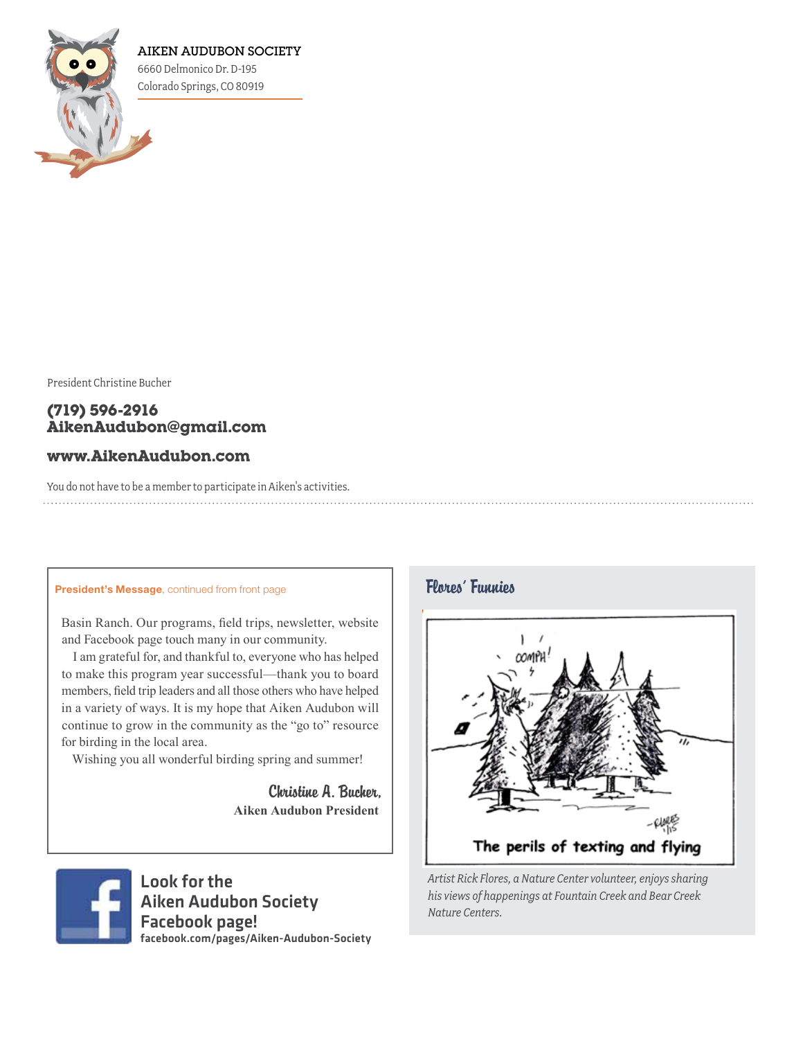**AIKEN AUDUBON SOCIETY**
6660 Delmonico Dr. D-195
Colorado Springs, CO 80919

President Christine Bucher

**(719) 596-2916**
**AikenAudubon@gmail.com**

**www.AikenAudubon.com**

You do not have to be a member to participate in Aiken's activities.

**President's Message**, continued from front page

Basin Ranch. Our programs, field trips, newsletter, website and Facebook page touch many in our community.

I am grateful for, and thankful to, everyone who has helped to make this program year successful—thank you to board members, field trip leaders and all those others who have helped in a variety of ways. It is my hope that Aiken Audubon will continue to grow in the community as the "go to" resource for birding in the local area.

Wishing you all wonderful birding spring and summer!

Christine A. Bucher,
**Aiken Audubon President**

Look for the Aiken Audubon Society Facebook page!
**facebook.com/pages/Aiken-Audubon-Society**

## Flores' Funnies

OOMPH!

The perils of texting and flying

*Artist Rick Flores, a Nature Center volunteer, enjoys sharing his views of happenings at Fountain Creek and Bear Creek Nature Centers.*